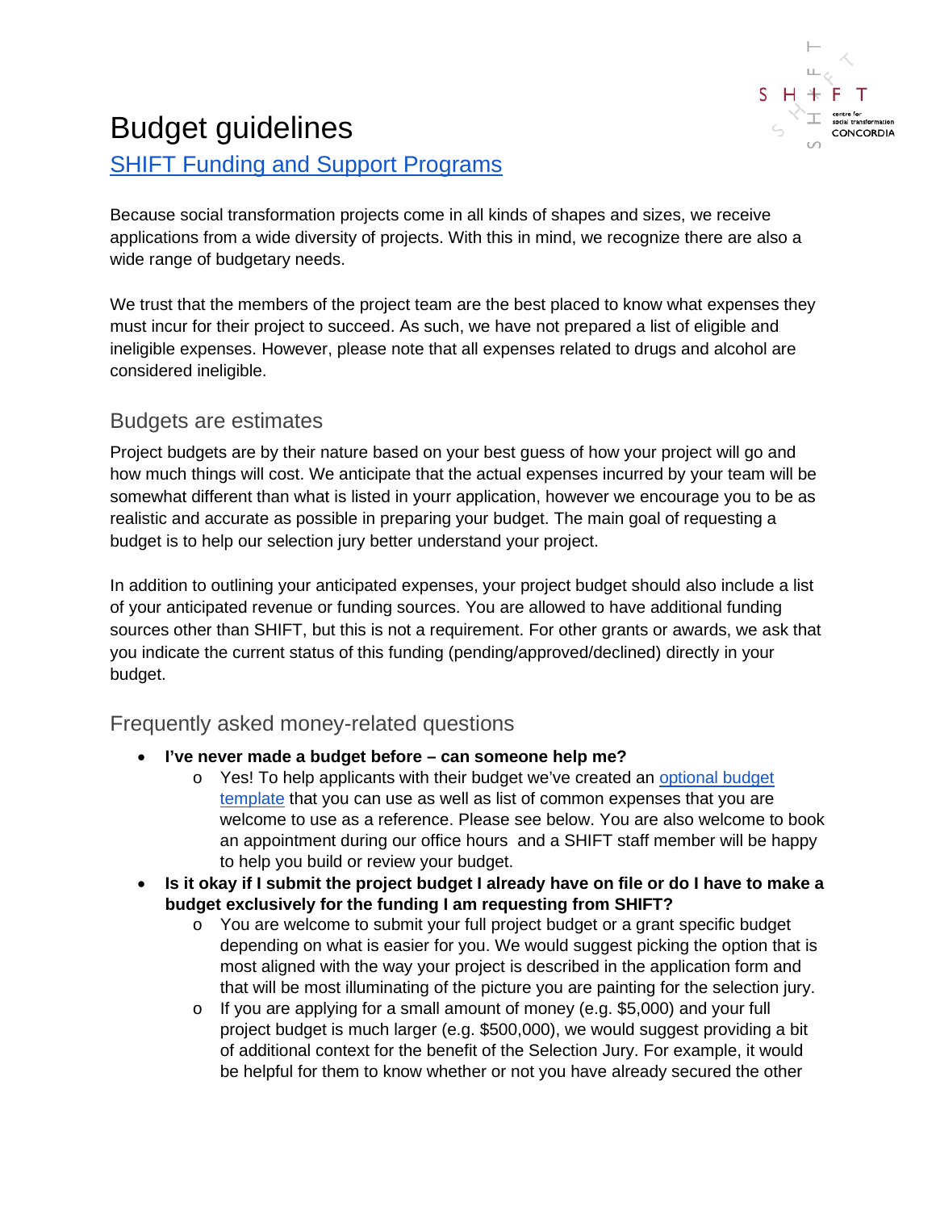# Budget guidelines

SHIFT Funding and Support Programs

Because social transformation projects come in all kinds of shapes and sizes, we receive applications from a wide diversity of projects. With this in mind, we recognize there are also a wide range of budgetary needs.

We trust that the members of the project team are the best placed to know what expenses they must incur for their project to succeed. As such, we have not prepared a list of eligible and ineligible expenses. However, please note that all expenses related to drugs and alcohol are considered ineligible.

## Budgets are estimates

Project budgets are by their nature based on your best guess of how your project will go and how much things will cost. We anticipate that the actual expenses incurred by your team will be somewhat different than what is listed in yourr application, however we encourage you to be as realistic and accurate as possible in preparing your budget. The main goal of requesting a budget is to help our selection jury better understand your project.

In addition to outlining your anticipated expenses, your project budget should also include a list of your anticipated revenue or funding sources. You are allowed to have additional funding sources other than SHIFT, but this is not a requirement. For other grants or awards, we ask that you indicate the current status of this funding (pending/approved/declined) directly in your budget.

## Frequently asked money-related questions

- **I've never made a budget before – can someone help me?**
  - Yes! To help applicants with their budget we've created an optional budget template that you can use as well as list of common expenses that you are welcome to use as a reference. Please see below. You are also welcome to book an appointment during our office hours and a SHIFT staff member will be happy to help you build or review your budget.
- **Is it okay if I submit the project budget I already have on file or do I have to make a budget exclusively for the funding I am requesting from SHIFT?**
  - You are welcome to submit your full project budget or a grant specific budget depending on what is easier for you. We would suggest picking the option that is most aligned with the way your project is described in the application form and that will be most illuminating of the picture you are painting for the selection jury.
  - If you are applying for a small amount of money (e.g. $5,000) and your full project budget is much larger (e.g. $500,000), we would suggest providing a bit of additional context for the benefit of the Selection Jury. For example, it would be helpful for them to know whether or not you have already secured the other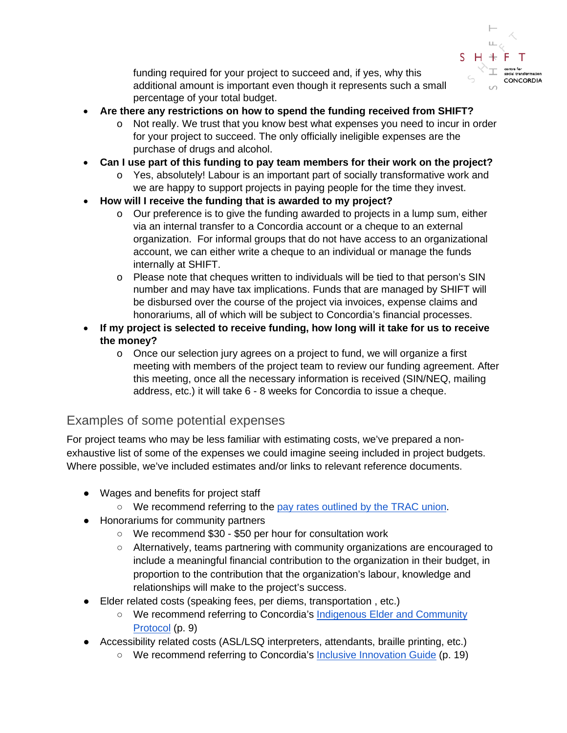funding required for your project to succeed and, if yes, why this additional amount is important even though it represents such a small percentage of your total budget.

- **Are there any restrictions on how to spend the funding received from SHIFT?**
  - Not really. We trust that you know best what expenses you need to incur in order for your project to succeed. The only officially ineligible expenses are the purchase of drugs and alcohol.
- **Can I use part of this funding to pay team members for their work on the project?**
  - Yes, absolutely! Labour is an important part of socially transformative work and we are happy to support projects in paying people for the time they invest.
- **How will I receive the funding that is awarded to my project?**
  - Our preference is to give the funding awarded to projects in a lump sum, either via an internal transfer to a Concordia account or a cheque to an external organization. For informal groups that do not have access to an organizational account, we can either write a cheque to an individual or manage the funds internally at SHIFT.
  - Please note that cheques written to individuals will be tied to that person's SIN number and may have tax implications. Funds that are managed by SHIFT will be disbursed over the course of the project via invoices, expense claims and honorariums, all of which will be subject to Concordia's financial processes.
- **If my project is selected to receive funding, how long will it take for us to receive the money?**
  - Once our selection jury agrees on a project to fund, we will organize a first meeting with members of the project team to review our funding agreement. After this meeting, once all the necessary information is received (SIN/NEQ, mailing address, etc.) it will take 6 - 8 weeks for Concordia to issue a cheque.

## Examples of some potential expenses

For project teams who may be less familiar with estimating costs, we've prepared a non-exhaustive list of some of the expenses we could imagine seeing included in project budgets. Where possible, we've included estimates and/or links to relevant reference documents.

- Wages and benefits for project staff
  - We recommend referring to the pay rates outlined by the TRAC union.
- Honorariums for community partners
  - We recommend $30 - $50 per hour for consultation work
  - Alternatively, teams partnering with community organizations are encouraged to include a meaningful financial contribution to the organization in their budget, in proportion to the contribution that the organization's labour, knowledge and relationships will make to the project's success.
- Elder related costs (speaking fees, per diems, transportation , etc.)
  - We recommend referring to Concordia's Indigenous Elder and Community Protocol (p. 9)
- Accessibility related costs (ASL/LSQ interpreters, attendants, braille printing, etc.)
  - We recommend referring to Concordia's Inclusive Innovation Guide (p. 19)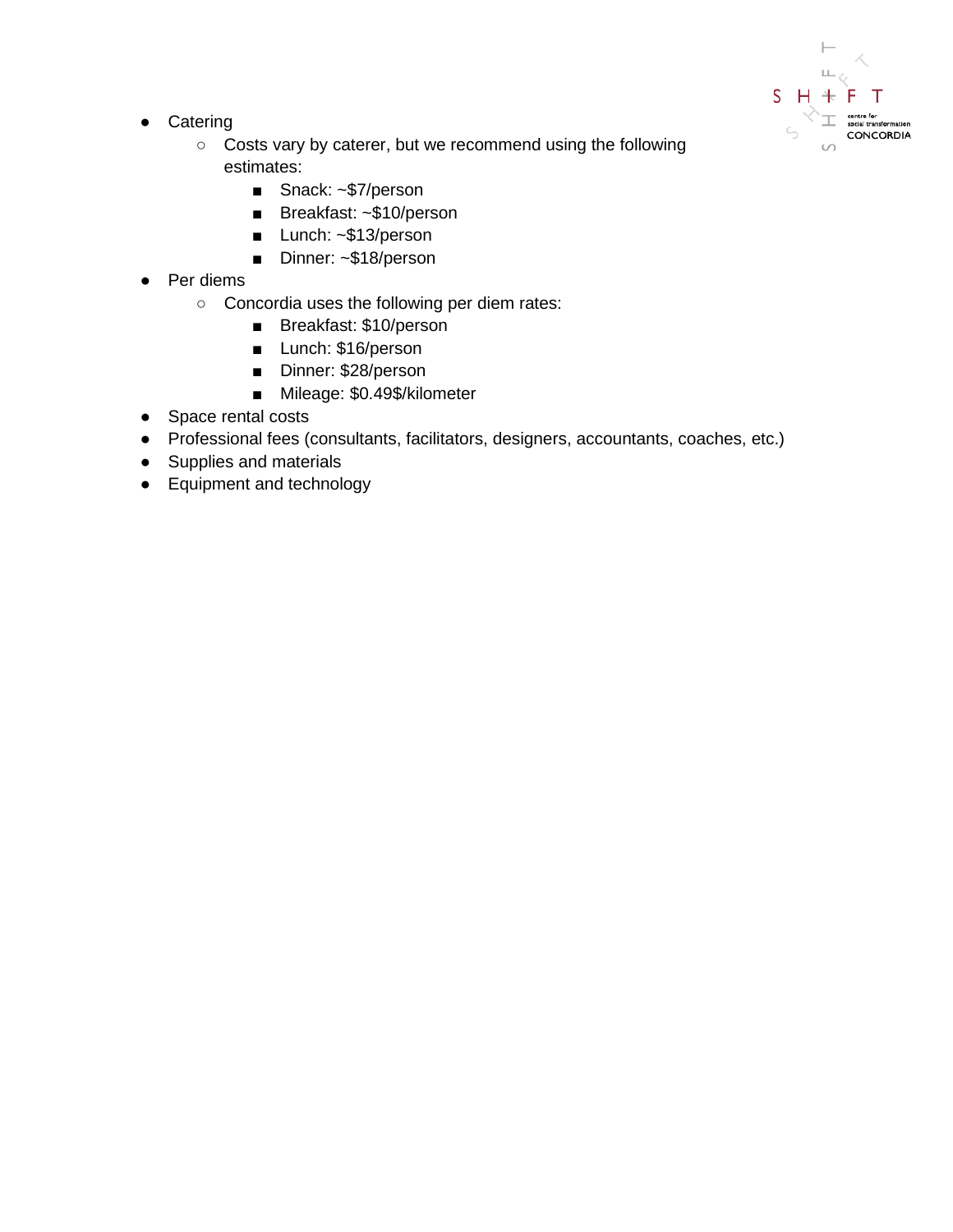- Catering
  - Costs vary by caterer, but we recommend using the following estimates:
    - Snack: ~$7/person
    - Breakfast: ~$10/person
    - Lunch: ~$13/person
    - Dinner: ~$18/person
- Per diems
  - Concordia uses the following per diem rates:
    - Breakfast: $10/person
    - Lunch: $16/person
    - Dinner: $28/person
    - Mileage: $0.49$/kilometer
- Space rental costs
- Professional fees (consultants, facilitators, designers, accountants, coaches, etc.)
- Supplies and materials
- Equipment and technology